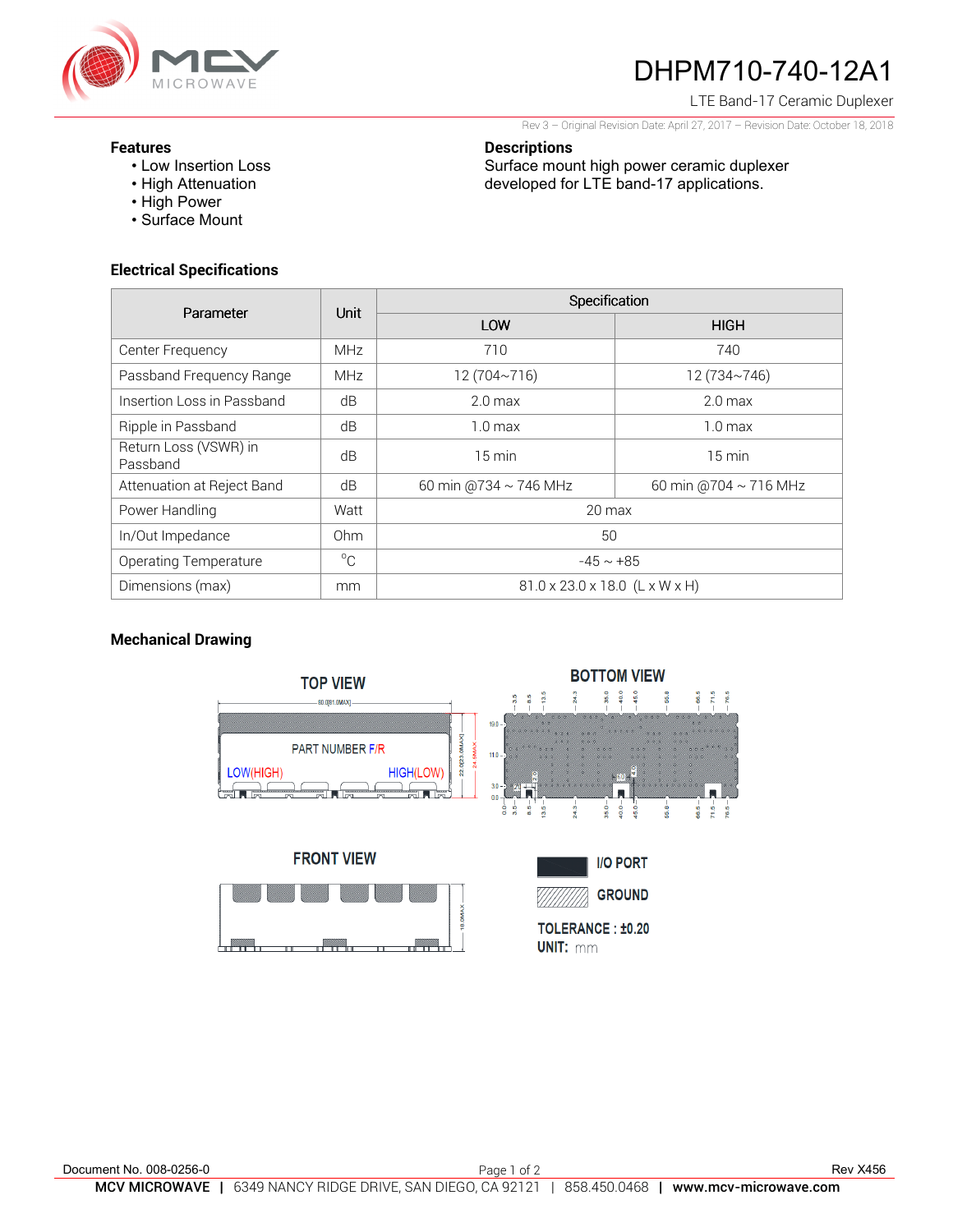# DHPM710-740-12A1

LTE Band-17 Ceramic Duplexer

Rev 3 – Original Revision Date: April 27, 2017 – Revision Date: October 18, 2018

**Features**
- Low Insertion Loss
- High Attenuation
- High Power
- Surface Mount

**Descriptions**

Surface mount high power ceramic duplexer developed for LTE band-17 applications.

## Electrical Specifications

| Parameter | Unit | Specification | |
|---|---|---|---|
| | | LOW | HIGH |
| Center Frequency | MHz | 710 | 740 |
| Passband Frequency Range | MHz | 12 (704~716) | 12 (734~746) |
| Insertion Loss in Passband | dB | 2.0 max | 2.0 max |
| Ripple in Passband | dB | 1.0 max | 1.0 max |
| Return Loss (VSWR) in Passband | dB | 15 min | 15 min |
| Attenuation at Reject Band | dB | 60 min @734 ~ 746 MHz | 60 min @704 ~ 716 MHz |
| Power Handling | Watt | 20 max | |
| In/Out Impedance | Ohm | 50 | |
| Operating Temperature | °C | -45 ~ +85 | |
| Dimensions (max) | mm | 81.0 x 23.0 x 18.0 (L x W x H) | |

## Mechanical Drawing

TOP VIEW

PART NUMBER F/R

LOW(HIGH) HIGH(LOW)

BOTTOM VIEW

FRONT VIEW

I/O PORT

GROUND

TOLERANCE : ±0.20

UNIT: mm

Document No. 008-0256-0

Rev X456

**MCV MICROWAVE** | 6349 NANCY RIDGE DRIVE, SAN DIEGO, CA 92121 | 858.450.0468 | **www.mcv-microwave.com**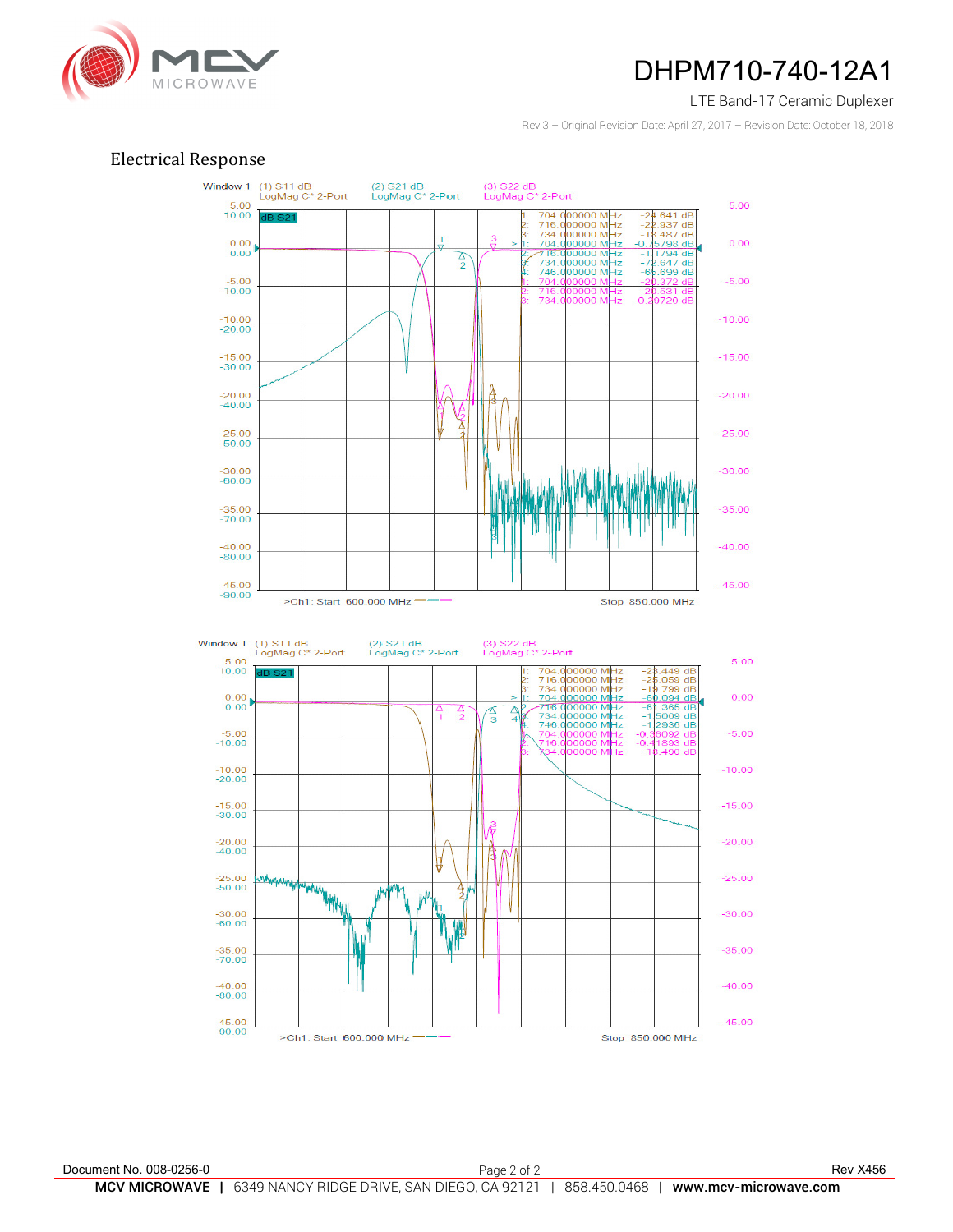# DHPM710-740-12A1

LTE Band-17 Ceramic Duplexer

Rev 3 – Original Revision Date: April 27, 2017 – Revision Date: October 18, 2018

## Electrical Response

Window 1 (1) S11 dB LogMag C* 2-Port (2) S21 dB LogMag C* 2-Port (3) S22 dB LogMag C* 2-Port

dB S21

1: 704.000000 MHz -24.641 dB
2: 716.000000 MHz -22.937 dB
3: 734.000000 MHz -18.487 dB
>1: 704.000000 MHz -0.75798 dB
2: 716.000000 MHz -1.1794 dB
3: 734.000000 MHz -72.647 dB
4: 746.000000 MHz -65.699 dB
1: 704.000000 MHz -20.372 dB
2: 716.000000 MHz -20.531 dB
3: 734.000000 MHz -0.29720 dB

>Ch1: Start 600.000 MHz Stop 850.000 MHz

Window 1 (1) S11 dB LogMag C* 2-Port (2) S21 dB LogMag C* 2-Port (3) S22 dB LogMag C* 2-Port

dB S21

1: 704.000000 MHz -23.449 dB
2: 716.000000 MHz -25.059 dB
3: 734.000000 MHz -19.799 dB
>1: 704.000000 MHz -60.094 dB
2: 716.000000 MHz -61.365 dB
3: 734.000000 MHz -1.5009 dB
4: 746.000000 MHz -1.2936 dB
1: 704.000000 MHz -0.36092 dB
2: 716.000000 MHz -0.41893 dB
3: 734.000000 MHz -18.490 dB

>Ch1: Start 600.000 MHz Stop 850.000 MHz

Document No. 008-0256-0 Rev X456

MCV MICROWAVE | 6349 NANCY RIDGE DRIVE, SAN DIEGO, CA 92121 | 858.450.0468 | www.mcv-microwave.com